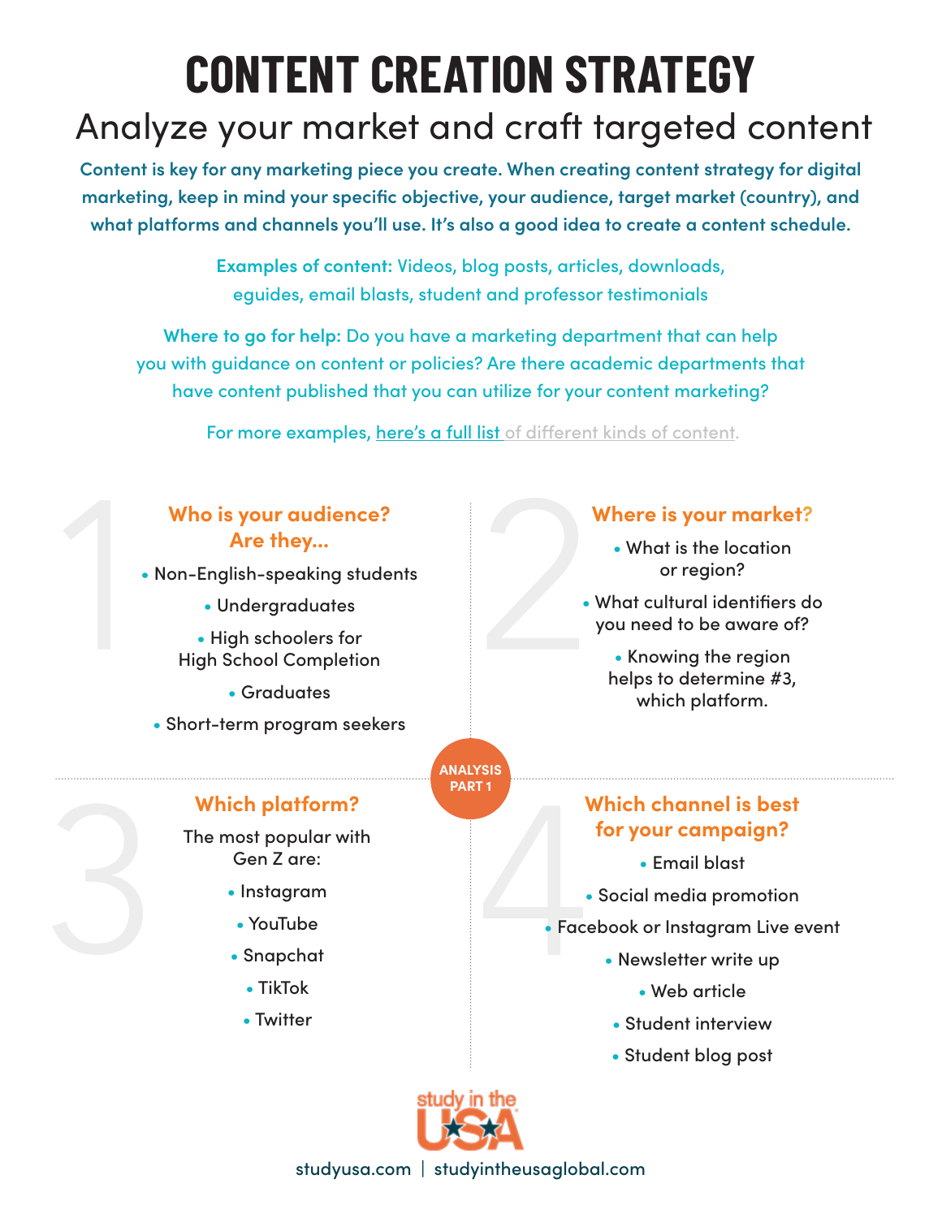# CONTENT CREATION STRATEGY

## Analyze your market and craft targeted content

**Content is key for any marketing piece you create. When creating content strategy for digital marketing, keep in mind your specific objective, your audience, target market (country), and what platforms and channels you'll use. It's also a good idea to create a content schedule.**

**Examples of content:** Videos, blog posts, articles, downloads, eguides, email blasts, student and professor testimonials

**Where to go for help:** Do you have a marketing department that can help you with guidance on content or policies? Are there academic departments that have content published that you can utilize for your content marketing?

For more examples, here's a full list of different kinds of content.

**ANALYSIS PART 1**

### 1. Who is your audience? Are they...

- Non-English-speaking students
- Undergraduates
- High schoolers for High School Completion
- Graduates
- Short-term program seekers

### 2. Where is your market?

- What is the location or region?
- What cultural identifiers do you need to be aware of?
- Knowing the region helps to determine #3, which platform.

### 3. Which platform?

The most popular with Gen Z are:

- Instagram
- YouTube
- Snapchat
- TikTok
- Twitter

### 4. Which channel is best for your campaign?

- Email blast
- Social media promotion
- Facebook or Instagram Live event
- Newsletter write up
- Web article
- Student interview
- Student blog post

study in the USA

studyusa.com | studyintheusaglobal.com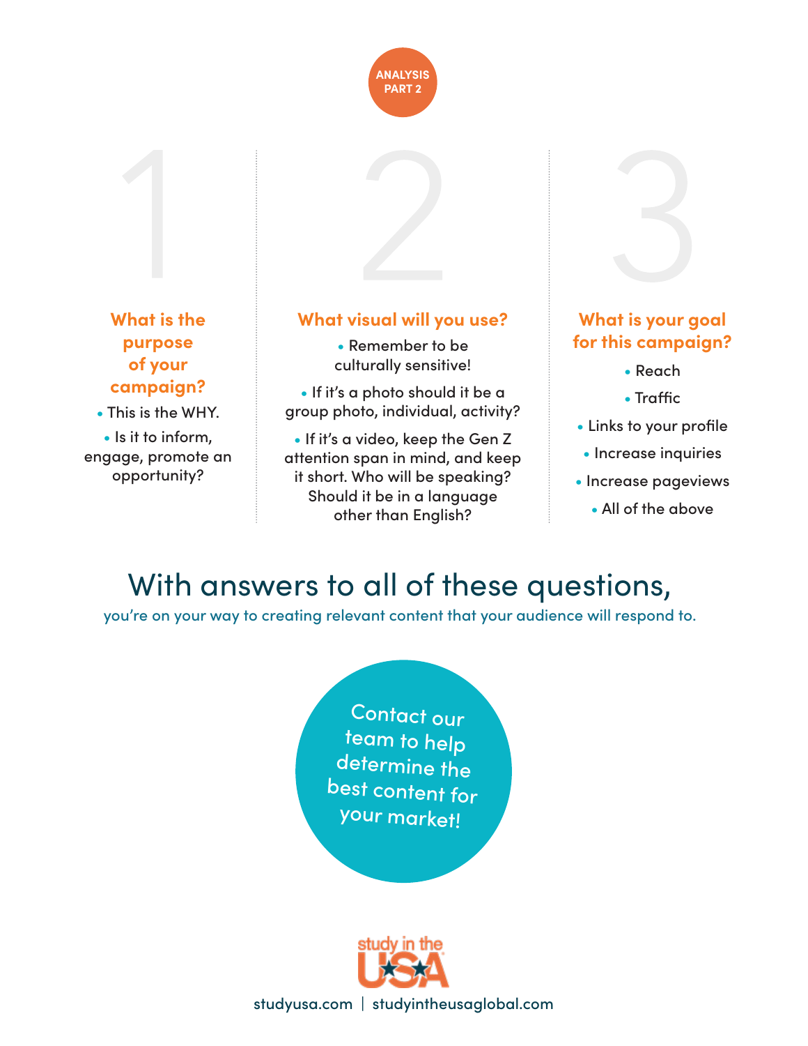ANALYSIS PART 2

## 1

### What is the purpose of your campaign?

- This is the WHY.
- Is it to inform, engage, promote an opportunity?

## 2

### What visual will you use?

- Remember to be culturally sensitive!
- If it's a photo should it be a group photo, individual, activity?
- If it's a video, keep the Gen Z attention span in mind, and keep it short. Who will be speaking? Should it be in a language other than English?

## 3

### What is your goal for this campaign?

- Reach
- Traffic
- Links to your profile
- Increase inquiries
- Increase pageviews
- All of the above

# With answers to all of these questions,

you're on your way to creating relevant content that your audience will respond to.

Contact our team to help determine the best content for your market!

study in the USA

studyusa.com | studyintheusaglobal.com